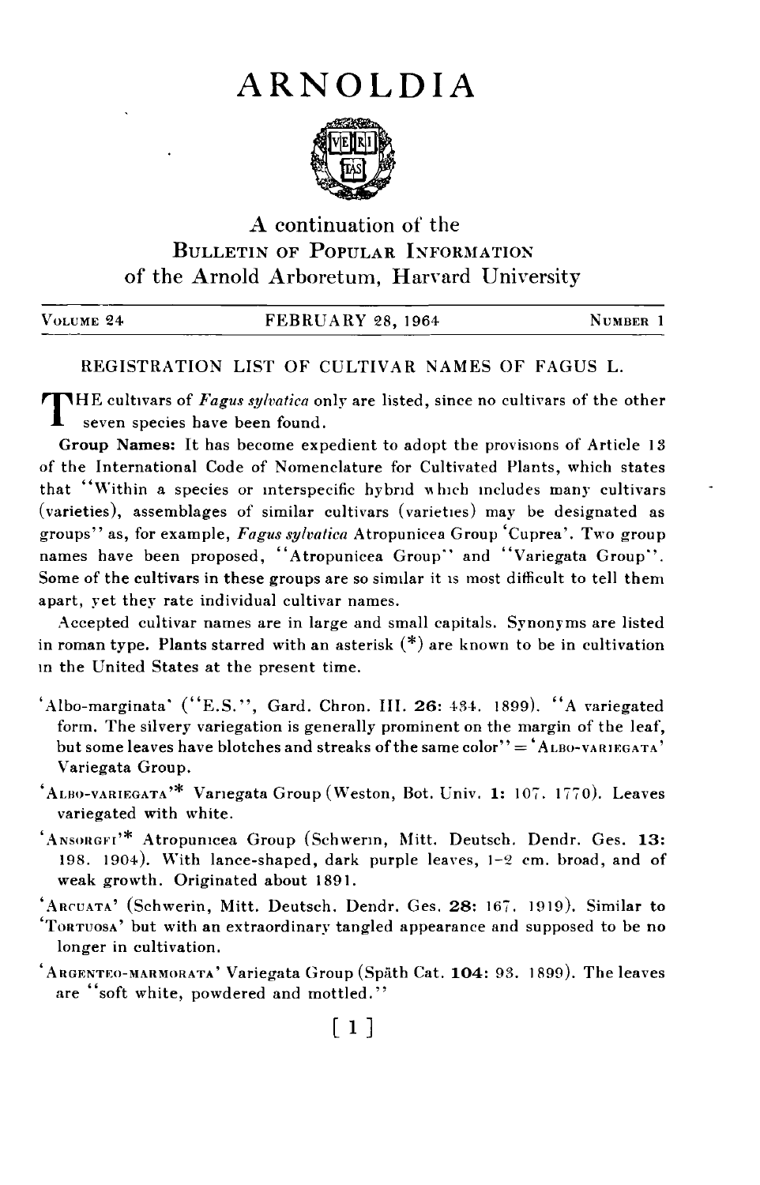# ARNOLDIA

A continuation of the
BULLETIN OF POPULAR INFORMATION
of the Arnold Arboretum, Harvard University

VOLUME 24 — FEBRUARY 28, 1964 — NUMBER 1

## REGISTRATION LIST OF CULTIVAR NAMES OF FAGUS L.

THE cultivars of *Fagus sylvatica* only are listed, since no cultivars of the other seven species have been found.

**Group Names:** It has become expedient to adopt the provisions of Article 13 of the International Code of Nomenclature for Cultivated Plants, which states that "Within a species or interspecific hybrid which includes many cultivars (varieties), assemblages of similar cultivars (varieties) may be designated as groups" as, for example, *Fagus sylvatica* Atropunicea Group 'Cuprea'. Two group names have been proposed, "Atropunicea Group" and "Variegata Group". Some of the cultivars in these groups are so similar it is most difficult to tell them apart, yet they rate individual cultivar names.

Accepted cultivar names are in large and small capitals. Synonyms are listed in roman type. Plants starred with an asterisk (*) are known to be in cultivation in the United States at the present time.

'Albo-marginata' ("E.S.", Gard. Chron. III. **26:** 434. 1899). "A variegated form. The silvery variegation is generally prominent on the margin of the leaf, but some leaves have blotches and streaks of the same color" = 'ALBO-VARIEGATA' Variegata Group.

'ALBO-VARIEGATA'* Variegata Group (Weston, Bot. Univ. **1:** 107. 1770). Leaves variegated with white.

'ANSORGEI'* Atropunicea Group (Schwerin, Mitt. Deutsch. Dendr. Ges. **13:** 198. 1904). With lance-shaped, dark purple leaves, 1–2 cm. broad, and of weak growth. Originated about 1891.

'ARCUATA' (Schwerin, Mitt. Deutsch. Dendr. Ges. **28:** 167. 1919). Similar to 'TORTUOSA' but with an extraordinary tangled appearance and supposed to be no longer in cultivation.

'ARGENTEO-MARMORATA' Variegata Group (Späth Cat. **104:** 93. 1899). The leaves are "soft white, powdered and mottled."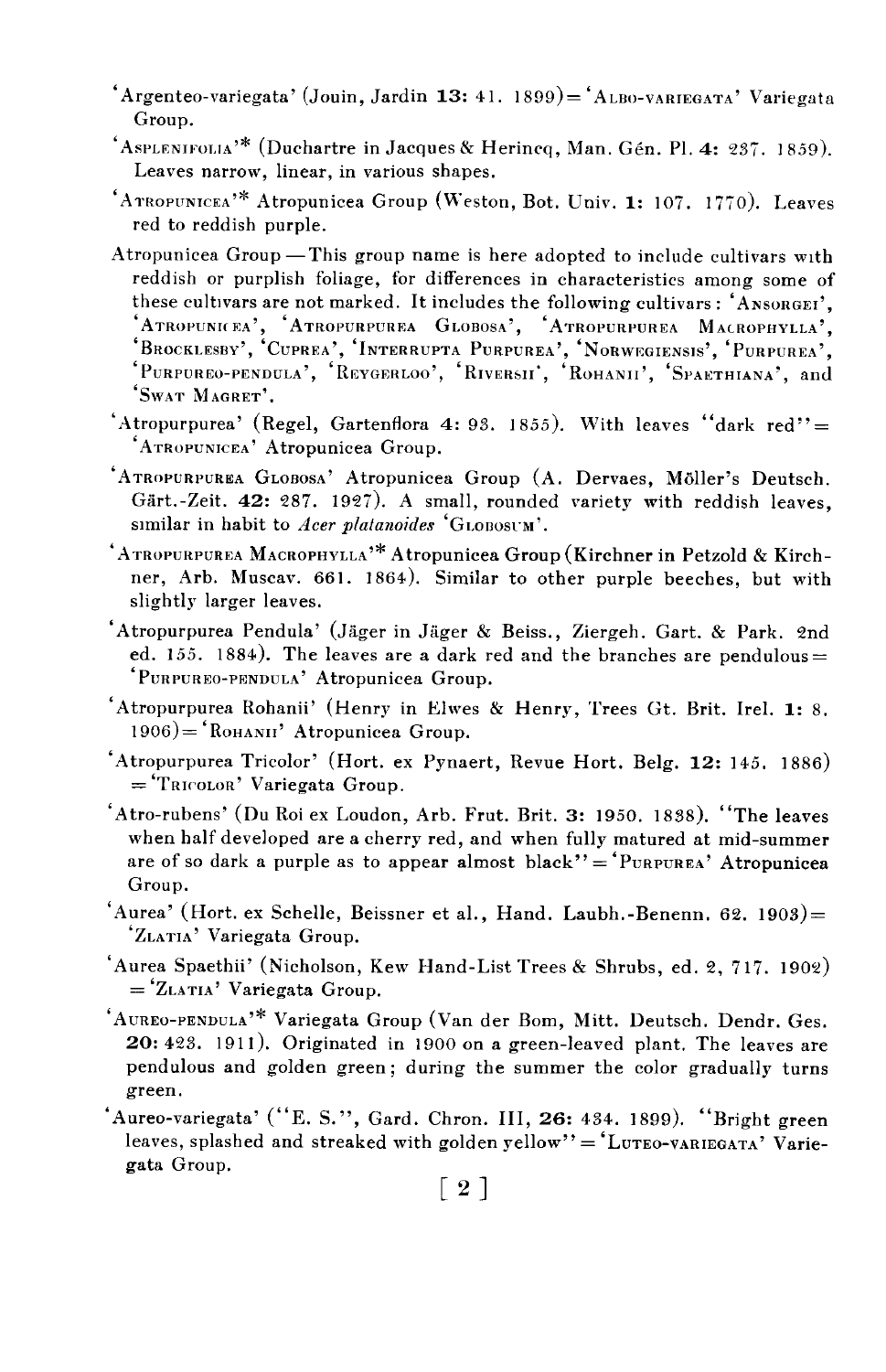'Argenteo-variegata' (Jouin, Jardin **13:** 41. 1899) = 'ALBO-VARIEGATA' Variegata Group.

'ASPLENIFOLIA'* (Duchartre in Jacques & Herincq, Man. Gén. Pl. **4:** 237. 1859). Leaves narrow, linear, in various shapes.

'ATROPUNICEA'* Atropunicea Group (Weston, Bot. Univ. **1:** 107. 1770). Leaves red to reddish purple.

Atropunicea Group — This group name is here adopted to include cultivars with reddish or purplish foliage, for differences in characteristics among some of these cultivars are not marked. It includes the following cultivars: 'ANSORGEI', 'ATROPUNICEA', 'ATROPURPUREA GLOBOSA', 'ATROPURPUREA MACROPHYLLA', 'BROCKLESBY', 'CUPREA', 'INTERRUPTA PURPUREA', 'NORWEGIENSIS', 'PURPUREA', 'PURPUREO-PENDULA', 'REYGERLOO', 'RIVERSII', 'ROHANII', 'SPAETHIANA', and 'SWAT MAGRET'.

'Atropurpurea' (Regel, Gartenflora **4:** 93. 1855). With leaves "dark red" = 'ATROPUNICEA' Atropunicea Group.

'ATROPURPUREA GLOBOSA' Atropunicea Group (A. Dervaes, Möller's Deutsch. Gärt.-Zeit. **42:** 287. 1927). A small, rounded variety with reddish leaves, similar in habit to *Acer platanoides* 'GLOBOSUM'.

'ATROPURPUREA MACROPHYLLA'* Atropunicea Group (Kirchner in Petzold & Kirchner, Arb. Muscav. 661. 1864). Similar to other purple beeches, but with slightly larger leaves.

'Atropurpurea Pendula' (Jäger in Jäger & Beiss., Ziergeh. Gart. & Park. 2nd ed. 155. 1884). The leaves are a dark red and the branches are pendulous = 'PURPUREO-PENDULA' Atropunicea Group.

'Atropurpurea Rohanii' (Henry in Elwes & Henry, Trees Gt. Brit. Irel. **1:** 8. 1906) = 'ROHANII' Atropunicea Group.

'Atropurpurea Tricolor' (Hort. ex Pynaert, Revue Hort. Belg. **12:** 145. 1886) = 'TRICOLOR' Variegata Group.

'Atro-rubens' (Du Roi ex Loudon, Arb. Frut. Brit. **3:** 1950. 1838). "The leaves when half developed are a cherry red, and when fully matured at mid-summer are of so dark a purple as to appear almost black" = 'PURPUREA' Atropunicea Group.

'Aurea' (Hort. ex Schelle, Beissner et al., Hand. Laubh.-Benenn. 62. 1903) = 'ZLATIA' Variegata Group.

'Aurea Spaethii' (Nicholson, Kew Hand-List Trees & Shrubs, ed. 2, 717. 1902) = 'ZLATIA' Variegata Group.

'AUREO-PENDULA'* Variegata Group (Van der Bom, Mitt. Deutsch. Dendr. Ges. **20:** 423. 1911). Originated in 1900 on a green-leaved plant. The leaves are pendulous and golden green; during the summer the color gradually turns green.

'Aureo-variegata' ("E. S.", Gard. Chron. III, **26:** 434. 1899). "Bright green leaves, splashed and streaked with golden yellow" = 'LUTEO-VARIEGATA' Variegata Group.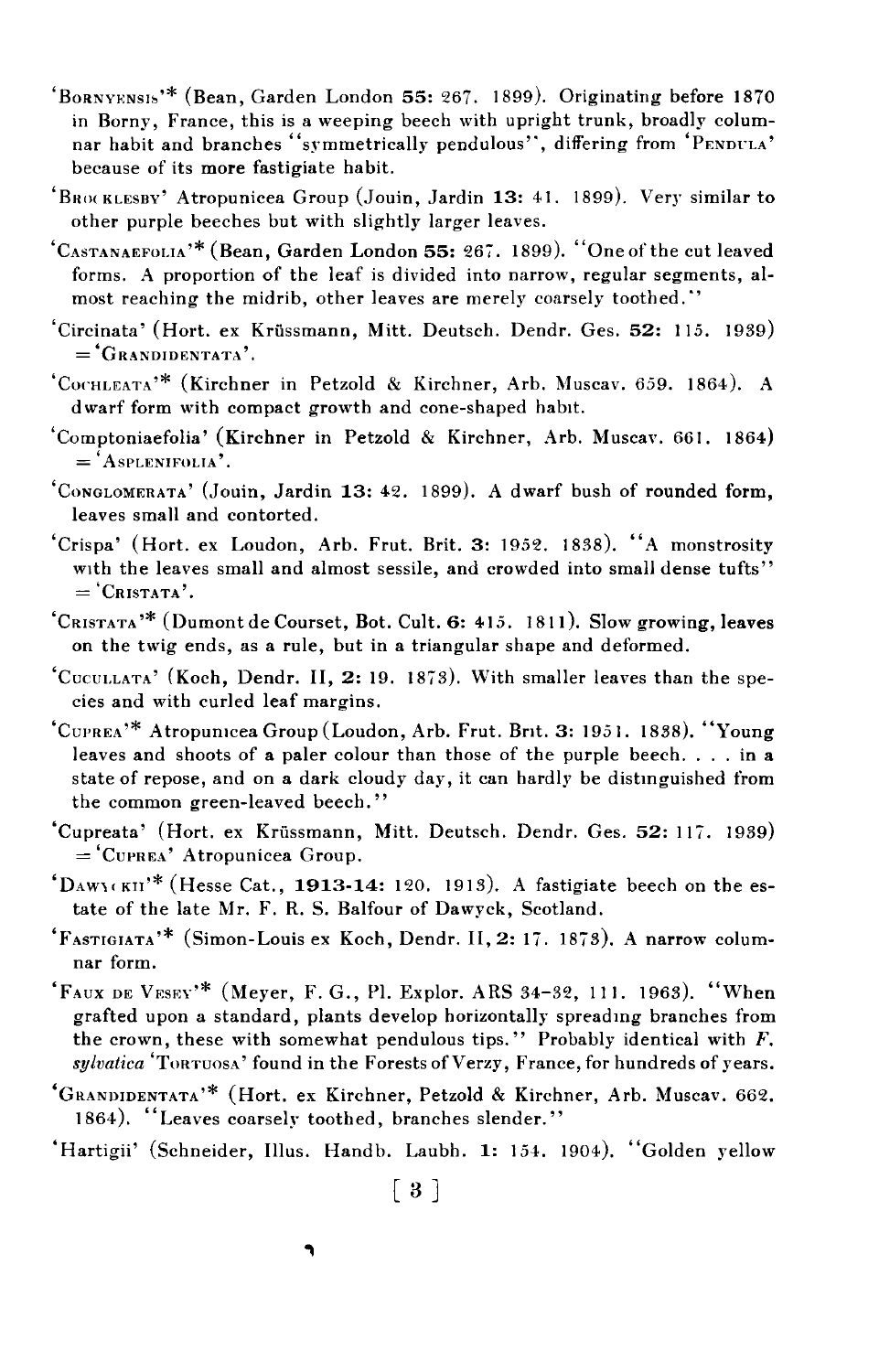'BORNYENSIS'* (Bean, Garden London **55:** 267. 1899). Originating before 1870 in Borny, France, this is a weeping beech with upright trunk, broadly columnar habit and branches "symmetrically pendulous", differing from 'PENDULA' because of its more fastigiate habit.

'BROCKLESBY' Atropunicea Group (Jouin, Jardin **13:** 41. 1899). Very similar to other purple beeches but with slightly larger leaves.

'CASTANAEFOLIA'* (Bean, Garden London **55:** 267. 1899). "One of the cut leaved forms. A proportion of the leaf is divided into narrow, regular segments, almost reaching the midrib, other leaves are merely coarsely toothed."

'Circinata' (Hort. ex Krüssmann, Mitt. Deutsch. Dendr. Ges. **52:** 115. 1939) = 'GRANDIDENTATA'.

'COCHLEATA'* (Kirchner in Petzold & Kirchner, Arb. Muscav. 659. 1864). A dwarf form with compact growth and cone-shaped habit.

'Comptoniaefolia' (Kirchner in Petzold & Kirchner, Arb. Muscav. 661. 1864) = 'ASPLENIFOLIA'.

'CONGLOMERATA' (Jouin, Jardin **13:** 42. 1899). A dwarf bush of rounded form, leaves small and contorted.

'Crispa' (Hort. ex Loudon, Arb. Frut. Brit. **3:** 1952. 1838). "A monstrosity with the leaves small and almost sessile, and crowded into small dense tufts" = 'CRISTATA'.

'CRISTATA'* (Dumont de Courset, Bot. Cult. **6:** 415. 1811). Slow growing, leaves on the twig ends, as a rule, but in a triangular shape and deformed.

'CUCULLATA' (Koch, Dendr. II, **2:** 19. 1873). With smaller leaves than the species and with curled leaf margins.

'CUPREA'* Atropunicea Group (Loudon, Arb. Frut. Brit. **3:** 1951. 1838). "Young leaves and shoots of a paler colour than those of the purple beech. . . . in a state of repose, and on a dark cloudy day, it can hardly be distinguished from the common green-leaved beech."

'Cupreata' (Hort. ex Krüssmann, Mitt. Deutsch. Dendr. Ges. **52:** 117. 1939) = 'CUPREA' Atropunicea Group.

'DAWYCKII'* (Hesse Cat., **1913-14:** 120. 1913). A fastigiate beech on the estate of the late Mr. F. R. S. Balfour of Dawyck, Scotland.

'FASTIGIATA'* (Simon-Louis ex Koch, Dendr. II, **2:** 17. 1873). A narrow columnar form.

'FAUX DE VESEY'* (Meyer, F. G., Pl. Explor. ARS 34-32, 111. 1963). "When grafted upon a standard, plants develop horizontally spreading branches from the crown, these with somewhat pendulous tips." Probably identical with *F. sylvatica* 'TORTUOSA' found in the Forests of Verzy, France, for hundreds of years.

'GRANDIDENTATA'* (Hort. ex Kirchner, Petzold & Kirchner, Arb. Muscav. 662. 1864). "Leaves coarsely toothed, branches slender."

'Hartigii' (Schneider, Illus. Handb. Laubh. **1:** 154. 1904). "Golden yellow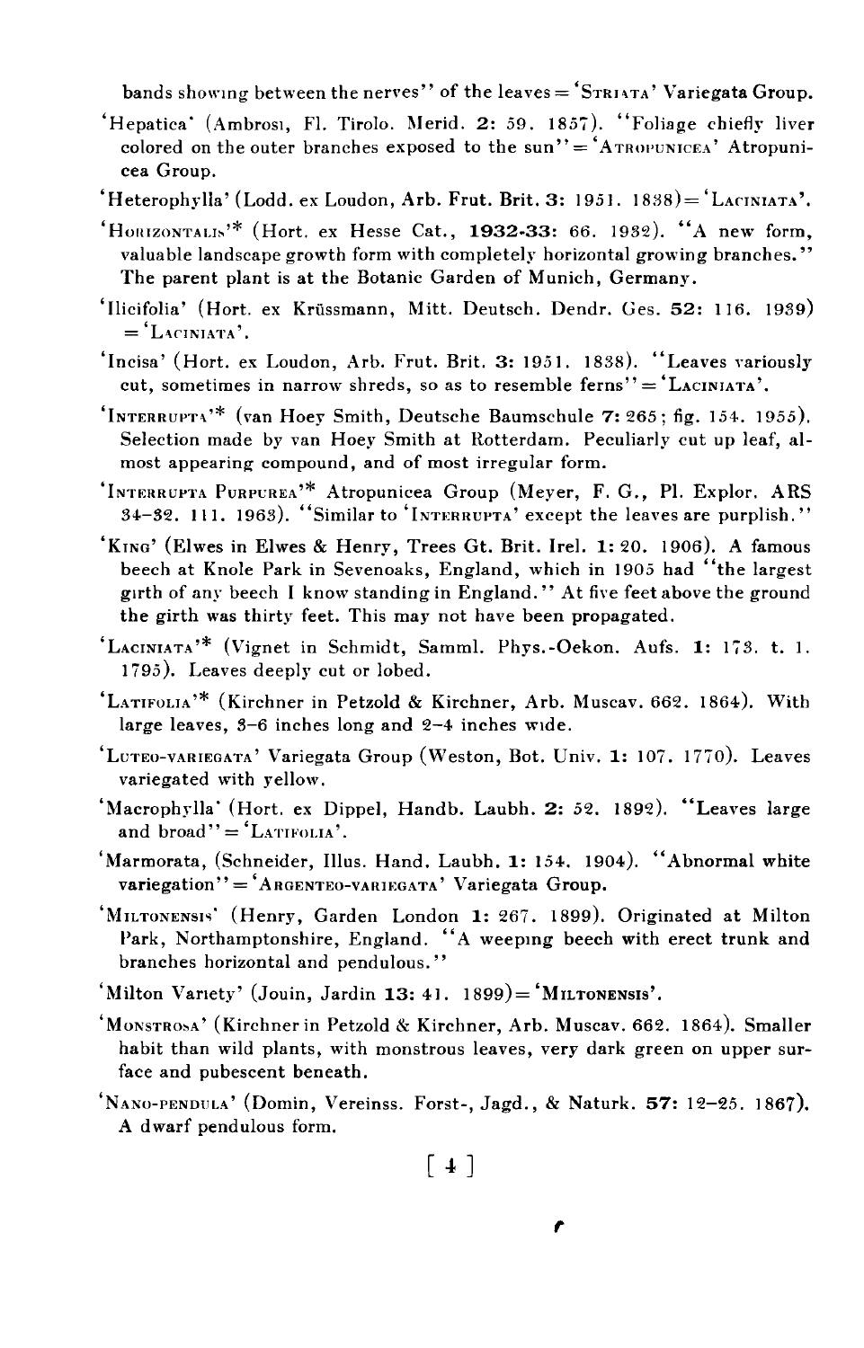bands showing between the nerves" of the leaves = 'STRIATA' Variegata Group.

'Hepatica' (Ambrosi, Fl. Tirolo. Merid. 2: 59. 1857). "Foliage chiefly liver colored on the outer branches exposed to the sun" = 'ATROPUNICEA' Atropunicea Group.

'Heterophylla' (Lodd. ex Loudon, Arb. Frut. Brit. 3: 1951. 1838) = 'LACINIATA'.

'HORIZONTALIS'* (Hort. ex Hesse Cat., **1932-33**: 66. 1932). "A new form, valuable landscape growth form with completely horizontal growing branches." The parent plant is at the Botanic Garden of Munich, Germany.

'Ilicifolia' (Hort. ex Krüssmann, Mitt. Deutsch. Dendr. Ges. **52**: 116. 1939) = 'LACINIATA'.

'Incisa' (Hort. ex Loudon, Arb. Frut. Brit. **3**: 1951. 1838). "Leaves variously cut, sometimes in narrow shreds, so as to resemble ferns" = 'LACINIATA'.

'INTERRUPTA'* (van Hoey Smith, Deutsche Baumschule **7**: 265; fig. 154. 1955). Selection made by van Hoey Smith at Rotterdam. Peculiarly cut up leaf, almost appearing compound, and of most irregular form.

'INTERRUPTA PURPUREA'* Atropunicea Group (Meyer, F. G., Pl. Explor. ARS 34-32. 111. 1963). "Similar to 'INTERRUPTA' except the leaves are purplish."

'KING' (Elwes in Elwes & Henry, Trees Gt. Brit. Irel. **1**: 20. 1906). A famous beech at Knole Park in Sevenoaks, England, which in 1905 had "the largest girth of any beech I know standing in England." At five feet above the ground the girth was thirty feet. This may not have been propagated.

'LACINIATA'* (Vignet in Schmidt, Samml. Phys.-Oekon. Aufs. **1**: 173. t. 1. 1795). Leaves deeply cut or lobed.

'LATIFOLIA'* (Kirchner in Petzold & Kirchner, Arb. Muscav. 662. 1864). With large leaves, 3-6 inches long and 2-4 inches wide.

'LUTEO-VARIEGATA' Variegata Group (Weston, Bot. Univ. **1**: 107. 1770). Leaves variegated with yellow.

'Macrophylla' (Hort. ex Dippel, Handb. Laubh. **2**: 52. 1892). "Leaves large and broad" = 'LATIFOLIA'.

'Marmorata, (Schneider, Illus. Hand. Laubh. **1**: 154. 1904). "Abnormal white variegation" = 'ARGENTEO-VARIEGATA' Variegata Group.

'MILTONENSIS' (Henry, Garden London **1**: 267. 1899). Originated at Milton Park, Northamptonshire, England. "A weeping beech with erect trunk and branches horizontal and pendulous."

'Milton Variety' (Jouin, Jardin **13**: 41. 1899) = 'MILTONENSIS'.

'MONSTROSA' (Kirchner in Petzold & Kirchner, Arb. Muscav. 662. 1864). Smaller habit than wild plants, with monstrous leaves, very dark green on upper surface and pubescent beneath.

'NANO-PENDULA' (Domin, Vereinss. Forst-, Jagd., & Naturk. **57**: 12-25. 1867). A dwarf pendulous form.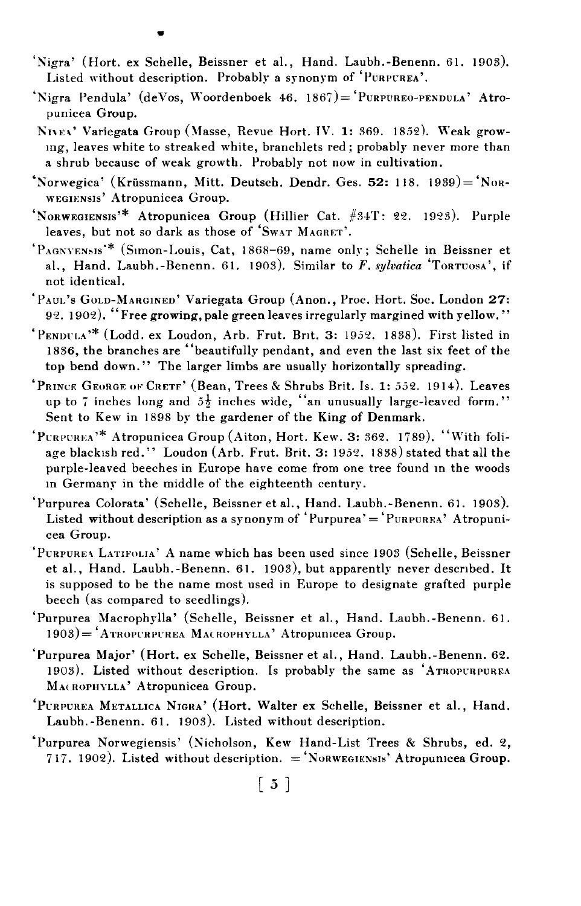'Nigra' (Hort. ex Schelle, Beissner et al., Hand. Laubh.-Benenn. 61. 1903). Listed without description. Probably a synonym of 'PURPUREA'.

'Nigra Pendula' (deVos, Woordenboek 46. 1867) = 'PURPUREO-PENDULA' Atropunicea Group.

'NIVEA' Variegata Group (Masse, Revue Hort. IV. 1: 369. 1852). Weak growing, leaves white to streaked white, branchlets red; probably never more than a shrub because of weak growth. Probably not now in cultivation.

'Norwegica' (Krüssmann, Mitt. Deutsch. Dendr. Ges. 52: 118. 1939) = 'NORWEGIENSIS' Atropunicea Group.

'NORWEGIENSIS'* Atropunicea Group (Hillier Cat. #34T: 22. 1923). Purple leaves, but not so dark as those of 'SWAT MAGRET'.

'PAGNYENSIS'* (Simon-Louis, Cat, 1868–69, name only; Schelle in Beissner et al., Hand. Laubh.-Benenn. 61. 1903). Similar to *F. sylvatica* 'TORTUOSA', if not identical.

'PAUL'S GOLD-MARGINED' Variegata Group (Anon., Proc. Hort. Soc. London 27: 92. 1902). "Free growing, pale green leaves irregularly margined with yellow."

'PENDULA'* (Lodd. ex Loudon, Arb. Frut. Brit. 3: 1952. 1838). First listed in 1836, the branches are "beautifully pendant, and even the last six feet of the top bend down." The larger limbs are usually horizontally spreading.

'PRINCE GEORGE OF CRETE' (Bean, Trees & Shrubs Brit. Is. 1: 552. 1914). Leaves up to 7 inches long and 5½ inches wide, "an unusually large-leaved form." Sent to Kew in 1898 by the gardener of the King of Denmark.

'PURPUREA'* Atropunicea Group (Aiton, Hort. Kew. 3: 362. 1789). "With foliage blackish red." Loudon (Arb. Frut. Brit. 3: 1952. 1838) stated that all the purple-leaved beeches in Europe have come from one tree found in the woods in Germany in the middle of the eighteenth century.

'Purpurea Colorata' (Schelle, Beissner et al., Hand. Laubh.-Benenn. 61. 1903). Listed without description as a synonym of 'Purpurea' = 'PURPUREA' Atropunicea Group.

'PURPUREA LATIFOLIA' A name which has been used since 1903 (Schelle, Beissner et al., Hand. Laubh.-Benenn. 61. 1903), but apparently never described. It is supposed to be the name most used in Europe to designate grafted purple beech (as compared to seedlings).

'Purpurea Macrophylla' (Schelle, Beissner et al., Hand. Laubh.-Benenn. 61. 1903) = 'ATROPURPUREA MACROPHYLLA' Atropunicea Group.

'Purpurea Major' (Hort. ex Schelle, Beissner et al., Hand. Laubh.-Benenn. 62. 1903). Listed without description. Is probably the same as 'ATROPURPUREA MACROPHYLLA' Atropunicea Group.

'PURPUREA METALLICA NIGRA' (Hort. Walter ex Schelle, Beissner et al., Hand. Laubh.-Benenn. 61. 1903). Listed without description.

'Purpurea Norwegiensis' (Nicholson, Kew Hand-List Trees & Shrubs, ed. 2, 717. 1902). Listed without description. = 'NORWEGIENSIS' Atropunicea Group.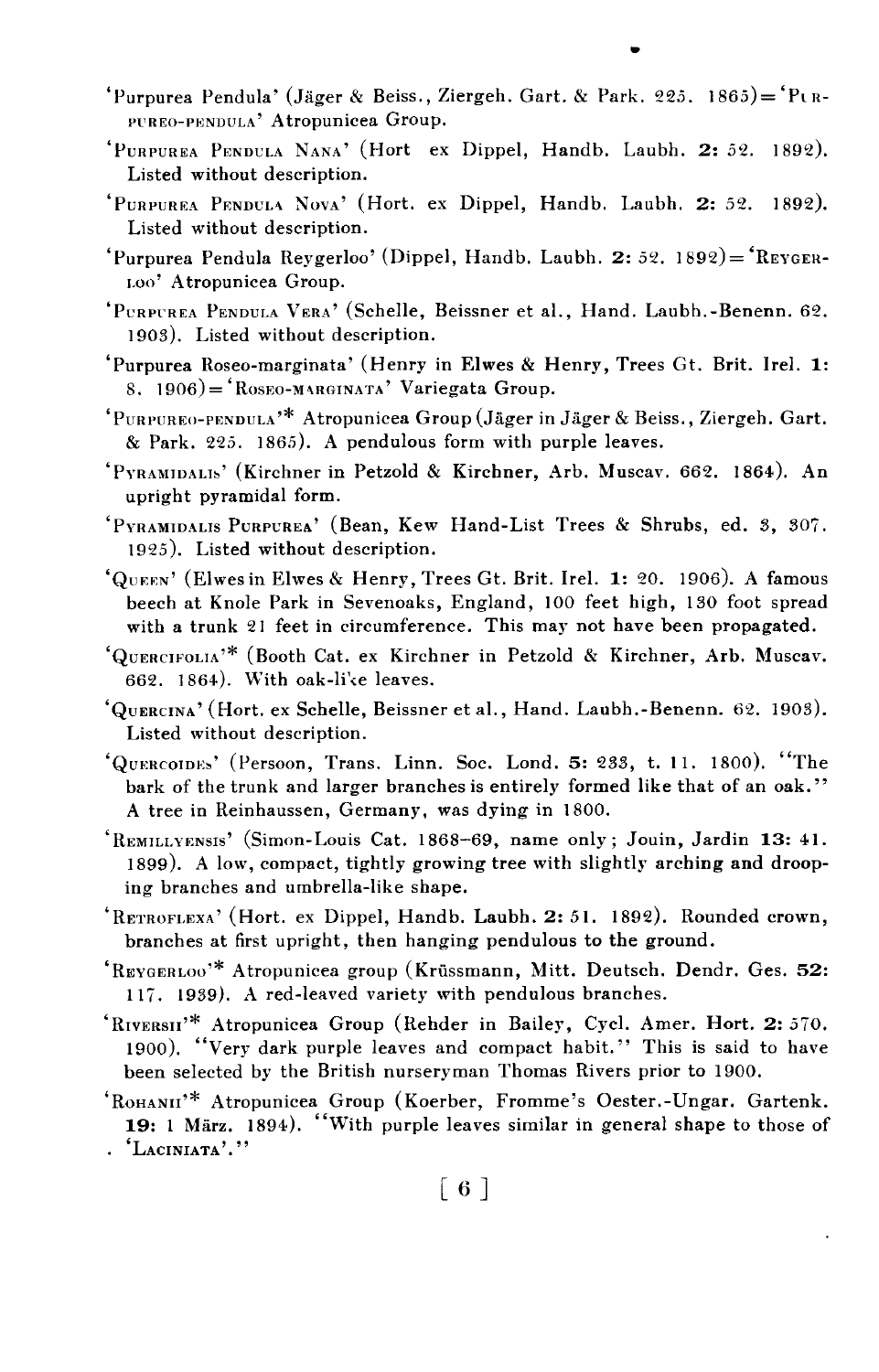'Purpurea Pendula' (Jäger & Beiss., Ziergeh. Gart. & Park. 225. 1865) = 'Purpureo-pendula' Atropunicea Group.

'Purpurea Pendula Nana' (Hort ex Dippel, Handb. Laubh. **2**: 52. 1892). Listed without description.

'Purpurea Pendula Nova' (Hort. ex Dippel, Handb. Laubh. **2**: 52. 1892). Listed without description.

'Purpurea Pendula Reygerloo' (Dippel, Handb. Laubh. **2**: 52. 1892) = 'Reygerloo' Atropunicea Group.

'Purpurea Pendula Vera' (Schelle, Beissner et al., Hand. Laubh.-Benenn. 62. 1903). Listed without description.

'Purpurea Roseo-marginata' (Henry in Elwes & Henry, Trees Gt. Brit. Irel. **1**: 8. 1906) = 'Roseo-marginata' Variegata Group.

'Purpureo-pendula'* Atropunicea Group (Jäger in Jäger & Beiss., Ziergeh. Gart. & Park. 225. 1865). A pendulous form with purple leaves.

'Pyramidalis' (Kirchner in Petzold & Kirchner, Arb. Muscav. 662. 1864). An upright pyramidal form.

'Pyramidalis Purpurea' (Bean, Kew Hand-List Trees & Shrubs, ed. 3, 307. 1925). Listed without description.

'Queen' (Elwes in Elwes & Henry, Trees Gt. Brit. Irel. **1**: 20. 1906). A famous beech at Knole Park in Sevenoaks, England, 100 feet high, 130 foot spread with a trunk 21 feet in circumference. This may not have been propagated.

'Quercifolia'* (Booth Cat. ex Kirchner in Petzold & Kirchner, Arb. Muscav. 662. 1864). With oak-like leaves.

'Quercina' (Hort. ex Schelle, Beissner et al., Hand. Laubh.-Benenn. 62. 1903). Listed without description.

'Quercoides' (Persoon, Trans. Linn. Soc. Lond. **5**: 233, t. 11. 1800). "The bark of the trunk and larger branches is entirely formed like that of an oak." A tree in Reinhaussen, Germany, was dying in 1800.

'Remillyensis' (Simon-Louis Cat. 1868–69, name only; Jouin, Jardin **13**: 41. 1899). A low, compact, tightly growing tree with slightly arching and drooping branches and umbrella-like shape.

'Retroflexa' (Hort. ex Dippel, Handb. Laubh. **2**: 51. 1892). Rounded crown, branches at first upright, then hanging pendulous to the ground.

'Reygerloo'* Atropunicea group (Krüssmann, Mitt. Deutsch. Dendr. Ges. **52**: 117. 1939). A red-leaved variety with pendulous branches.

'Riversii'* Atropunicea Group (Rehder in Bailey, Cycl. Amer. Hort. **2**: 570. 1900). "Very dark purple leaves and compact habit." This is said to have been selected by the British nurseryman Thomas Rivers prior to 1900.

'Rohanii'* Atropunicea Group (Koerber, Fromme's Oester.-Ungar. Gartenk. **19**: 1 März. 1894). "With purple leaves similar in general shape to those of 'Laciniata'."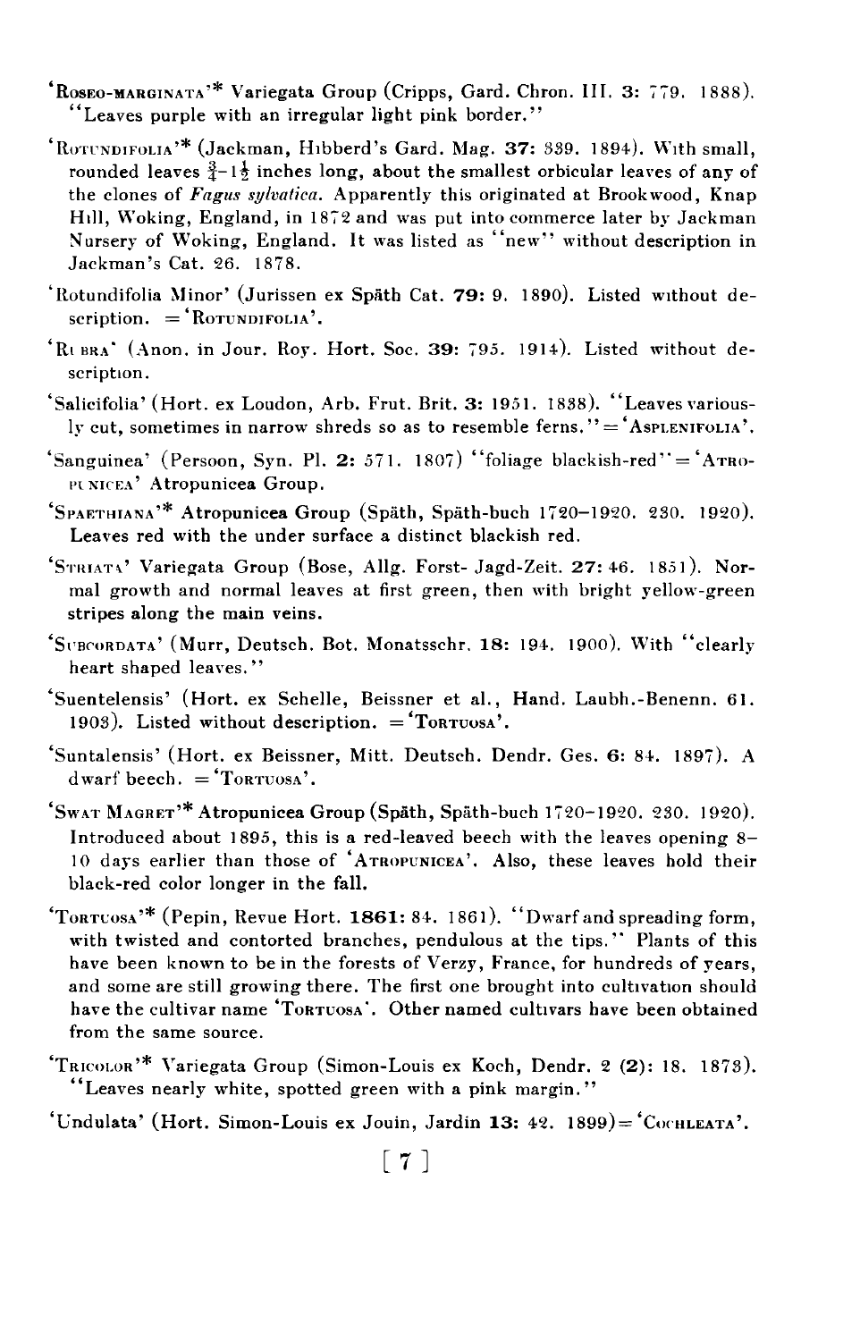'ROSEO-MARGINATA'* Variegata Group (Cripps, Gard. Chron. III. **3:** 779. 1888). "Leaves purple with an irregular light pink border."

'ROTUNDIFOLIA'* (Jackman, Hibberd's Gard. Mag. **37:** 339. 1894). With small, rounded leaves $\frac{3}{4}$–$1\frac{1}{2}$ inches long, about the smallest orbicular leaves of any of the clones of *Fagus sylvatica*. Apparently this originated at Brookwood, Knap Hill, Woking, England, in 1872 and was put into commerce later by Jackman Nursery of Woking, England. It was listed as "new" without description in Jackman's Cat. 26. 1878.

'Rotundifolia Minor' (Jurissen ex Späth Cat. **79:** 9. 1890). Listed without description. = 'ROTUNDIFOLIA'.

'RUBRA' (Anon. in Jour. Roy. Hort. Soc. **39:** 795. 1914). Listed without description.

'Salicifolia' (Hort. ex Loudon, Arb. Frut. Brit. **3:** 1951. 1838). "Leaves variously cut, sometimes in narrow shreds so as to resemble ferns." = 'ASPLENIFOLIA'.

'Sanguinea' (Persoon, Syn. Pl. **2:** 571. 1807) "foliage blackish-red" = 'ATROPUNICEA' Atropunicea Group.

'SPAETHIANA'* Atropunicea Group (Späth, Späth-buch 1720–1920. 230. 1920). Leaves red with the under surface a distinct blackish red.

'STRIATA' Variegata Group (Bosc, Allg. Forst- Jagd-Zeit. **27:** 46. 1851). Normal growth and normal leaves at first green, then with bright yellow-green stripes along the main veins.

'SUBCORDATA' (Murr, Deutsch. Bot. Monatsschr. **18:** 194. 1900). With "clearly heart shaped leaves."

'Suentelensis' (Hort. ex Schelle, Beissner et al., Hand. Laubh.-Benenn. 61. 1903). Listed without description. = 'TORTUOSA'.

'Suntalensis' (Hort. ex Beissner, Mitt. Deutsch. Dendr. Ges. **6:** 84. 1897). A dwarf beech. = 'TORTUOSA'.

'SWAT MAGRET'* Atropunicea Group (Späth, Späth-buch 1720–1920. 230. 1920). Introduced about 1895, this is a red-leaved beech with the leaves opening 8–10 days earlier than those of 'ATROPUNICEA'. Also, these leaves hold their black-red color longer in the fall.

'TORTUOSA'* (Pepin, Revue Hort. **1861:** 84. 1861). "Dwarf and spreading form, with twisted and contorted branches, pendulous at the tips." Plants of this have been known to be in the forests of Verzy, France, for hundreds of years, and some are still growing there. The first one brought into cultivation should have the cultivar name 'TORTUOSA'. Other named cultivars have been obtained from the same source.

'TRICOLOR'* Variegata Group (Simon-Louis ex Koch, Dendr. 2 (**2**): 18. 1873). "Leaves nearly white, spotted green with a pink margin."

'Undulata' (Hort. Simon-Louis ex Jouin, Jardin **13:** 42. 1899) = 'COCHLEATA'.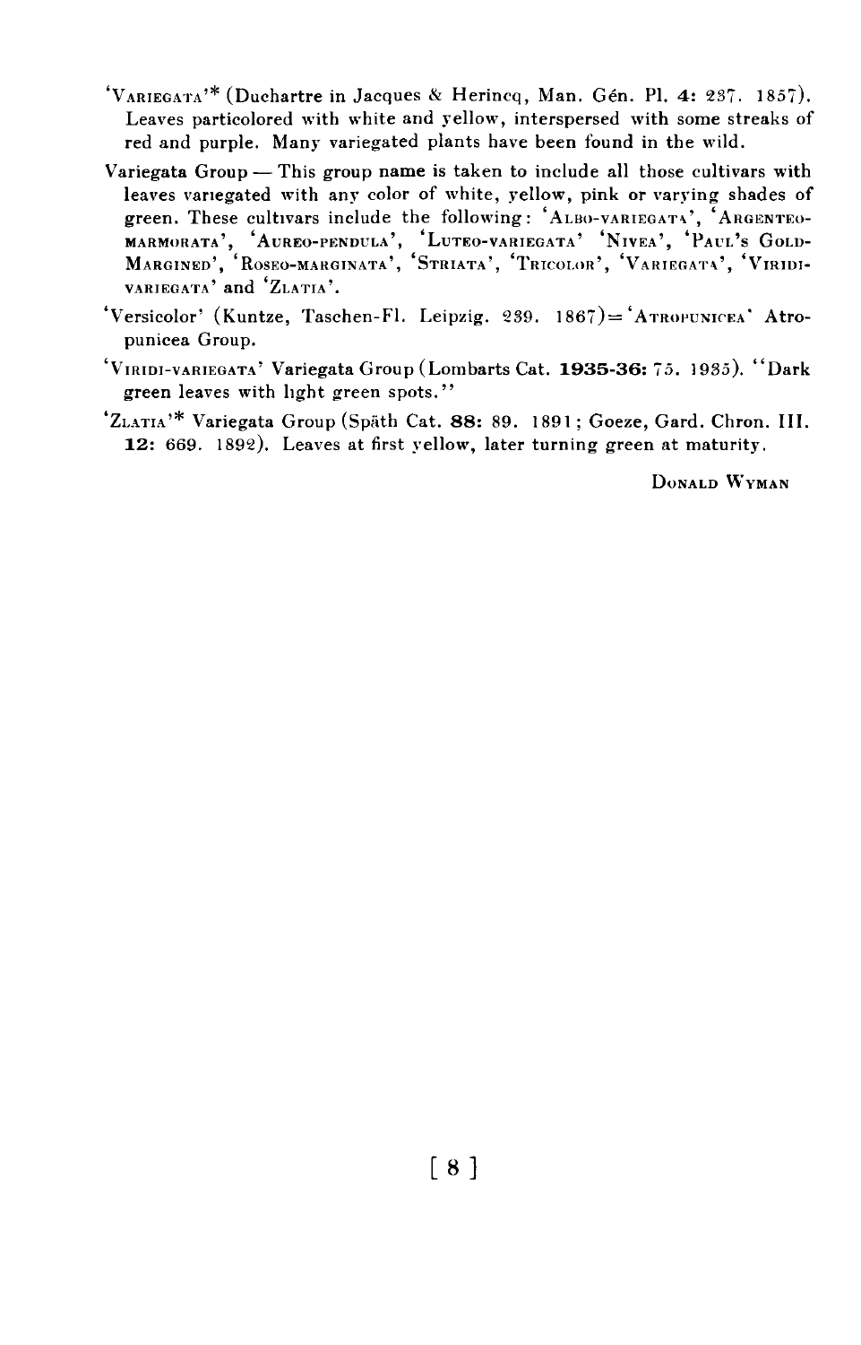'VARIEGATA'* (Duchartre in Jacques & Herincq, Man. Gén. Pl. **4:** 237. 1857). Leaves particolored with white and yellow, interspersed with some streaks of red and purple. Many variegated plants have been found in the wild.

Variegata Group — This group name is taken to include all those cultivars with leaves variegated with any color of white, yellow, pink or varying shades of green. These cultivars include the following: 'ALBO-VARIEGATA', 'ARGENTEO-MARMORATA', 'AUREO-PENDULA', 'LUTEO-VARIEGATA' 'NIVEA', 'PAUL'S GOLD-MARGINED', 'ROSEO-MARGINATA', 'STRIATA', 'TRICOLOR', 'VARIEGATA', 'VIRIDI-VARIEGATA' and 'ZLATIA'.

'Versicolor' (Kuntze, Taschen-Fl. Leipzig. 239. 1867) = 'ATROPUNICEA' Atropunicea Group.

'VIRIDI-VARIEGATA' Variegata Group (Lombarts Cat. **1935-36:** 75. 1935). "Dark green leaves with light green spots."

'ZLATIA'* Variegata Group (Späth Cat. **88:** 89. 1891; Goeze, Gard. Chron. III. **12:** 669. 1892). Leaves at first yellow, later turning green at maturity.

DONALD WYMAN